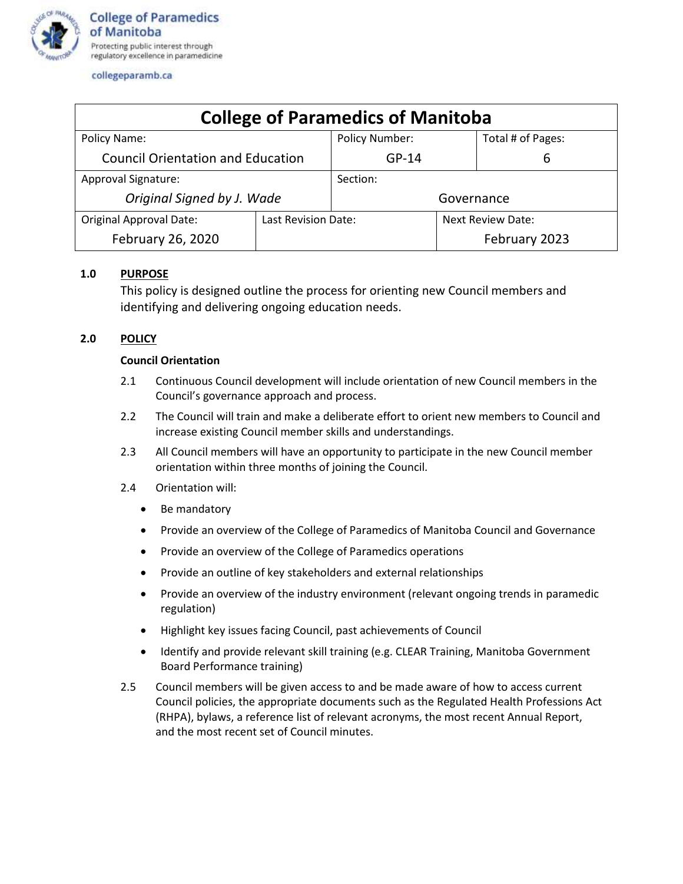College of Paramedics of Manitoba
Protecting public interest through regulatory excellence in paramedicine

collegeparamb.ca

| College of Paramedics of Manitoba | | | |
|---|---|---|---|
| Policy Name: Council Orientation and Education | | Policy Number: GP-14 | Total # of Pages: 6 |
| Approval Signature: *Original Signed by J. Wade* | | Section: Governance | |
| Original Approval Date: February 26, 2020 | Last Revision Date: | | Next Review Date: February 2023 |

**1.0 PURPOSE**

This policy is designed outline the process for orienting new Council members and identifying and delivering ongoing education needs.

**2.0 POLICY**

**Council Orientation**

2.1 Continuous Council development will include orientation of new Council members in the Council's governance approach and process.

2.2 The Council will train and make a deliberate effort to orient new members to Council and increase existing Council member skills and understandings.

2.3 All Council members will have an opportunity to participate in the new Council member orientation within three months of joining the Council.

2.4 Orientation will:

- Be mandatory
- Provide an overview of the College of Paramedics of Manitoba Council and Governance
- Provide an overview of the College of Paramedics operations
- Provide an outline of key stakeholders and external relationships
- Provide an overview of the industry environment (relevant ongoing trends in paramedic regulation)
- Highlight key issues facing Council, past achievements of Council
- Identify and provide relevant skill training (e.g. CLEAR Training, Manitoba Government Board Performance training)

2.5 Council members will be given access to and be made aware of how to access current Council policies, the appropriate documents such as the Regulated Health Professions Act (RHPA), bylaws, a reference list of relevant acronyms, the most recent Annual Report, and the most recent set of Council minutes.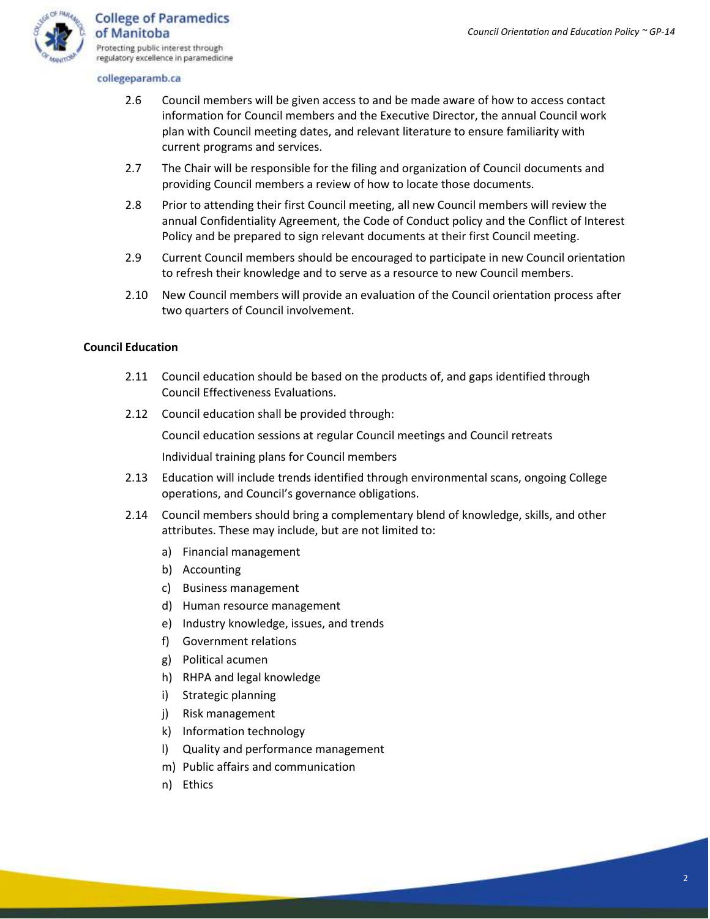2.6 Council members will be given access to and be made aware of how to access contact information for Council members and the Executive Director, the annual Council work plan with Council meeting dates, and relevant literature to ensure familiarity with current programs and services.

2.7 The Chair will be responsible for the filing and organization of Council documents and providing Council members a review of how to locate those documents.

2.8 Prior to attending their first Council meeting, all new Council members will review the annual Confidentiality Agreement, the Code of Conduct policy and the Conflict of Interest Policy and be prepared to sign relevant documents at their first Council meeting.

2.9 Current Council members should be encouraged to participate in new Council orientation to refresh their knowledge and to serve as a resource to new Council members.

2.10 New Council members will provide an evaluation of the Council orientation process after two quarters of Council involvement.

**Council Education**

2.11 Council education should be based on the products of, and gaps identified through Council Effectiveness Evaluations.

2.12 Council education shall be provided through:

Council education sessions at regular Council meetings and Council retreats

Individual training plans for Council members

2.13 Education will include trends identified through environmental scans, ongoing College operations, and Council's governance obligations.

2.14 Council members should bring a complementary blend of knowledge, skills, and other attributes. These may include, but are not limited to:

a) Financial management
b) Accounting
c) Business management
d) Human resource management
e) Industry knowledge, issues, and trends
f) Government relations
g) Political acumen
h) RHPA and legal knowledge
i) Strategic planning
j) Risk management
k) Information technology
l) Quality and performance management
m) Public affairs and communication
n) Ethics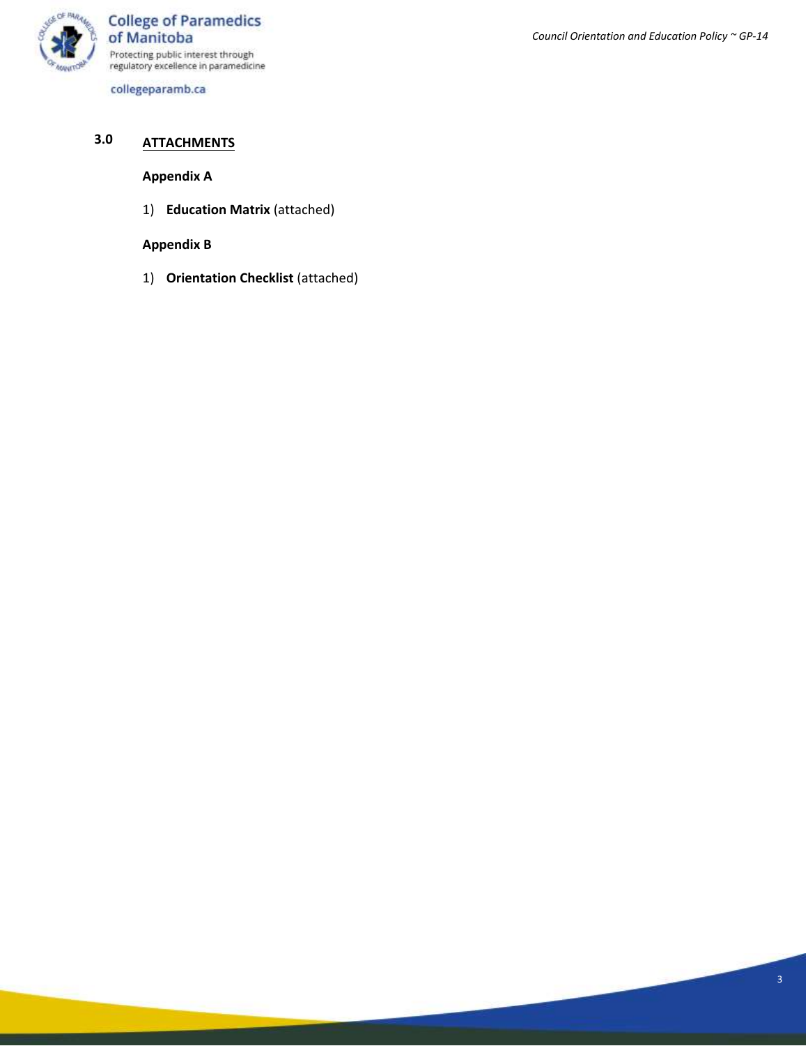## 3.0 ATTACHMENTS

**Appendix A**

1) **Education Matrix** (attached)

**Appendix B**

1) **Orientation Checklist** (attached)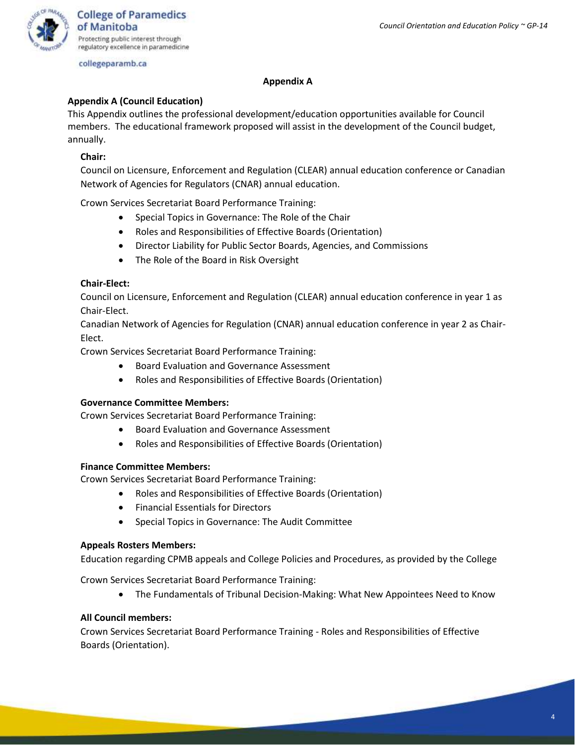## Appendix A

**Appendix A (Council Education)**

This Appendix outlines the professional development/education opportunities available for Council members. The educational framework proposed will assist in the development of the Council budget, annually.

**Chair:**

Council on Licensure, Enforcement and Regulation (CLEAR) annual education conference or Canadian Network of Agencies for Regulators (CNAR) annual education.

Crown Services Secretariat Board Performance Training:

- Special Topics in Governance: The Role of the Chair
- Roles and Responsibilities of Effective Boards (Orientation)
- Director Liability for Public Sector Boards, Agencies, and Commissions
- The Role of the Board in Risk Oversight

**Chair-Elect:**

Council on Licensure, Enforcement and Regulation (CLEAR) annual education conference in year 1 as Chair-Elect.

Canadian Network of Agencies for Regulation (CNAR) annual education conference in year 2 as Chair-Elect.

Crown Services Secretariat Board Performance Training:

- Board Evaluation and Governance Assessment
- Roles and Responsibilities of Effective Boards (Orientation)

**Governance Committee Members:**

Crown Services Secretariat Board Performance Training:

- Board Evaluation and Governance Assessment
- Roles and Responsibilities of Effective Boards (Orientation)

**Finance Committee Members:**

Crown Services Secretariat Board Performance Training:

- Roles and Responsibilities of Effective Boards (Orientation)
- Financial Essentials for Directors
- Special Topics in Governance: The Audit Committee

**Appeals Rosters Members:**

Education regarding CPMB appeals and College Policies and Procedures, as provided by the College

Crown Services Secretariat Board Performance Training:

- The Fundamentals of Tribunal Decision-Making: What New Appointees Need to Know

**All Council members:**

Crown Services Secretariat Board Performance Training - Roles and Responsibilities of Effective Boards (Orientation).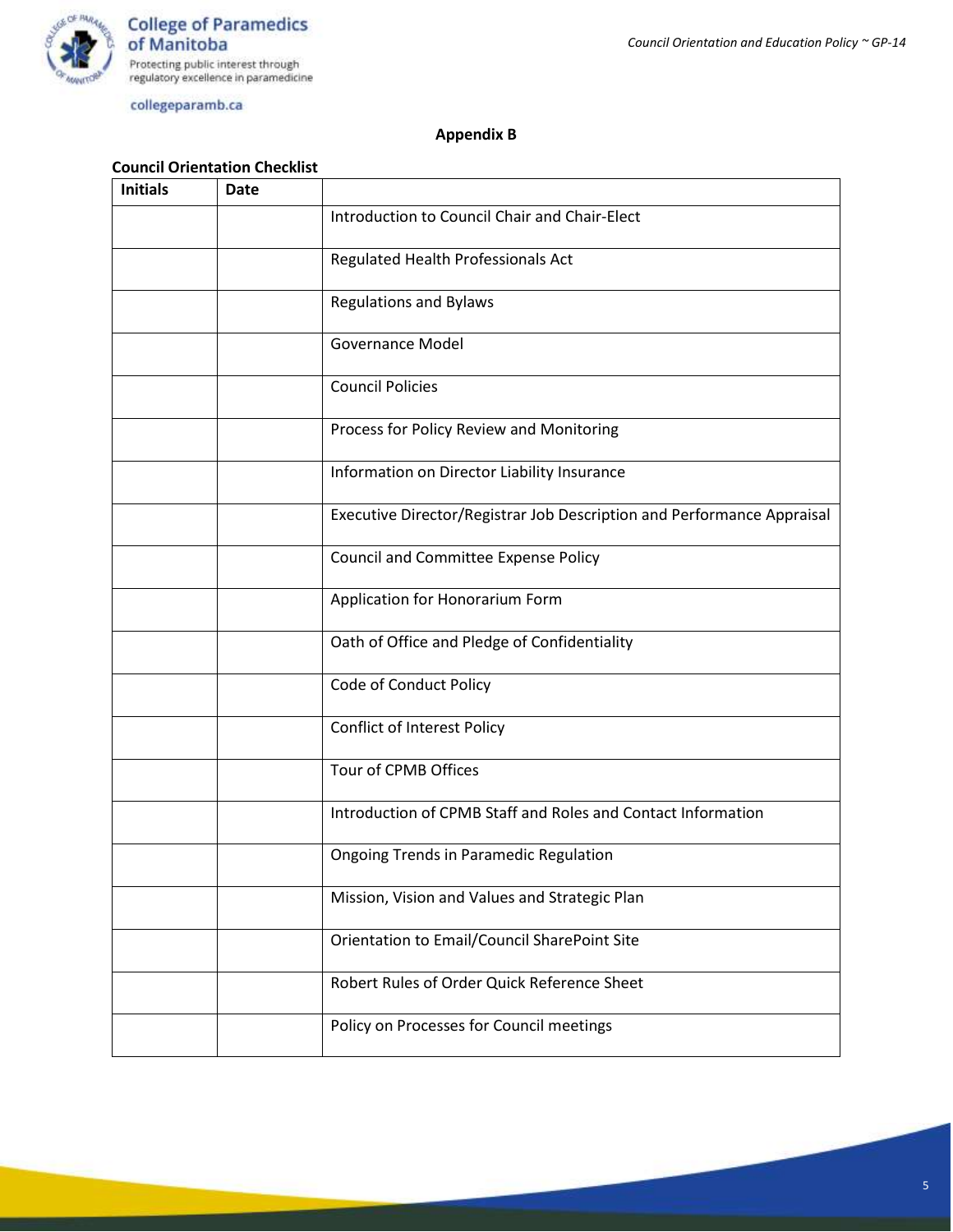**Appendix B**

**Council Orientation Checklist**

| Initials | Date | |
|---|---|---|
| | | Introduction to Council Chair and Chair-Elect |
| | | Regulated Health Professionals Act |
| | | Regulations and Bylaws |
| | | Governance Model |
| | | Council Policies |
| | | Process for Policy Review and Monitoring |
| | | Information on Director Liability Insurance |
| | | Executive Director/Registrar Job Description and Performance Appraisal |
| | | Council and Committee Expense Policy |
| | | Application for Honorarium Form |
| | | Oath of Office and Pledge of Confidentiality |
| | | Code of Conduct Policy |
| | | Conflict of Interest Policy |
| | | Tour of CPMB Offices |
| | | Introduction of CPMB Staff and Roles and Contact Information |
| | | Ongoing Trends in Paramedic Regulation |
| | | Mission, Vision and Values and Strategic Plan |
| | | Orientation to Email/Council SharePoint Site |
| | | Robert Rules of Order Quick Reference Sheet |
| | | Policy on Processes for Council meetings |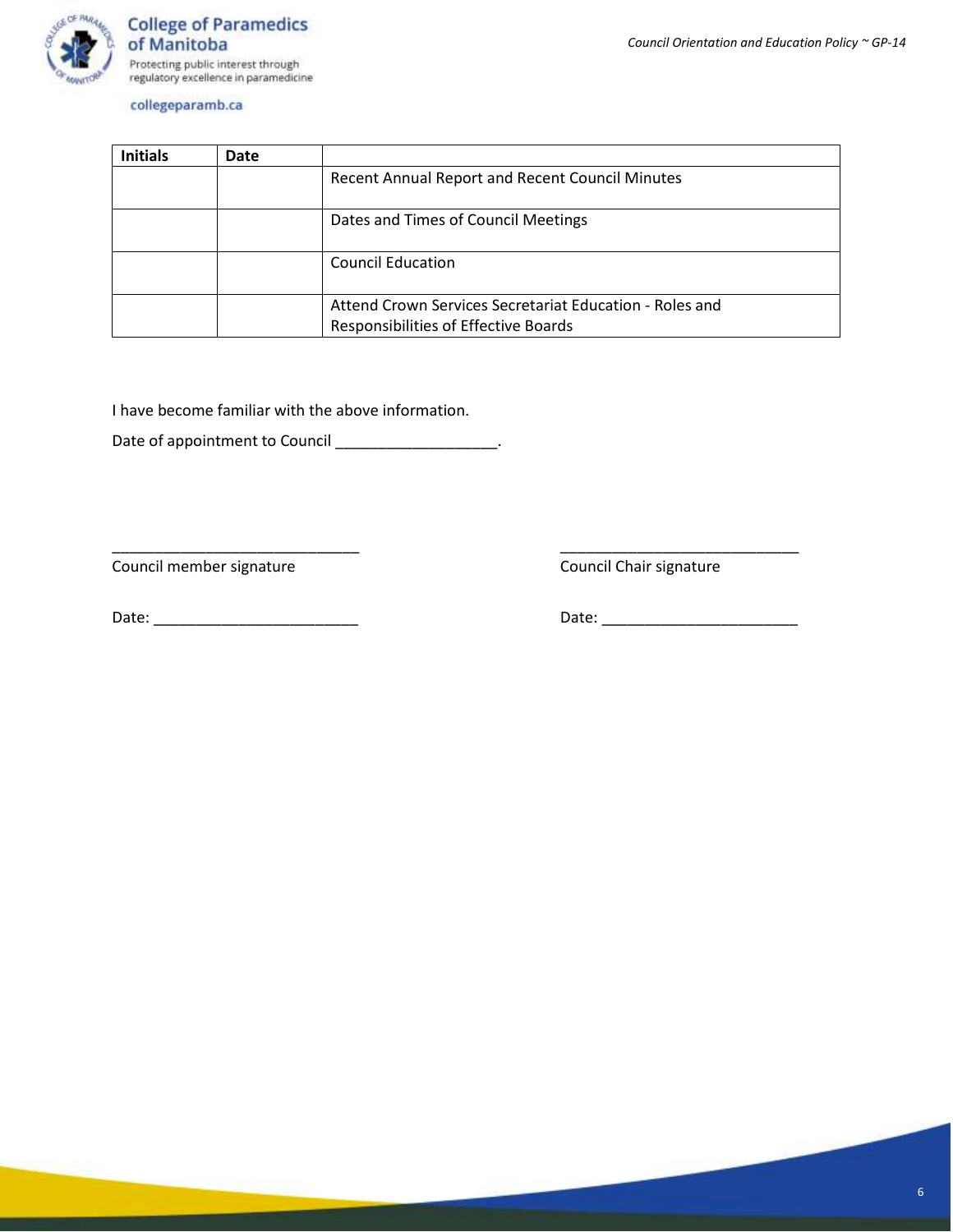| Initials | Date | |
|---|---|---|
| | | Recent Annual Report and Recent Council Minutes |
| | | Dates and Times of Council Meetings |
| | | Council Education |
| | | Attend Crown Services Secretariat Education - Roles and Responsibilities of Effective Boards |

I have become familiar with the above information.

Date of appointment to Council ___________________.

_____________________________ Council member signature

Date: ________________________

_____________________________ Council Chair signature

Date: ________________________